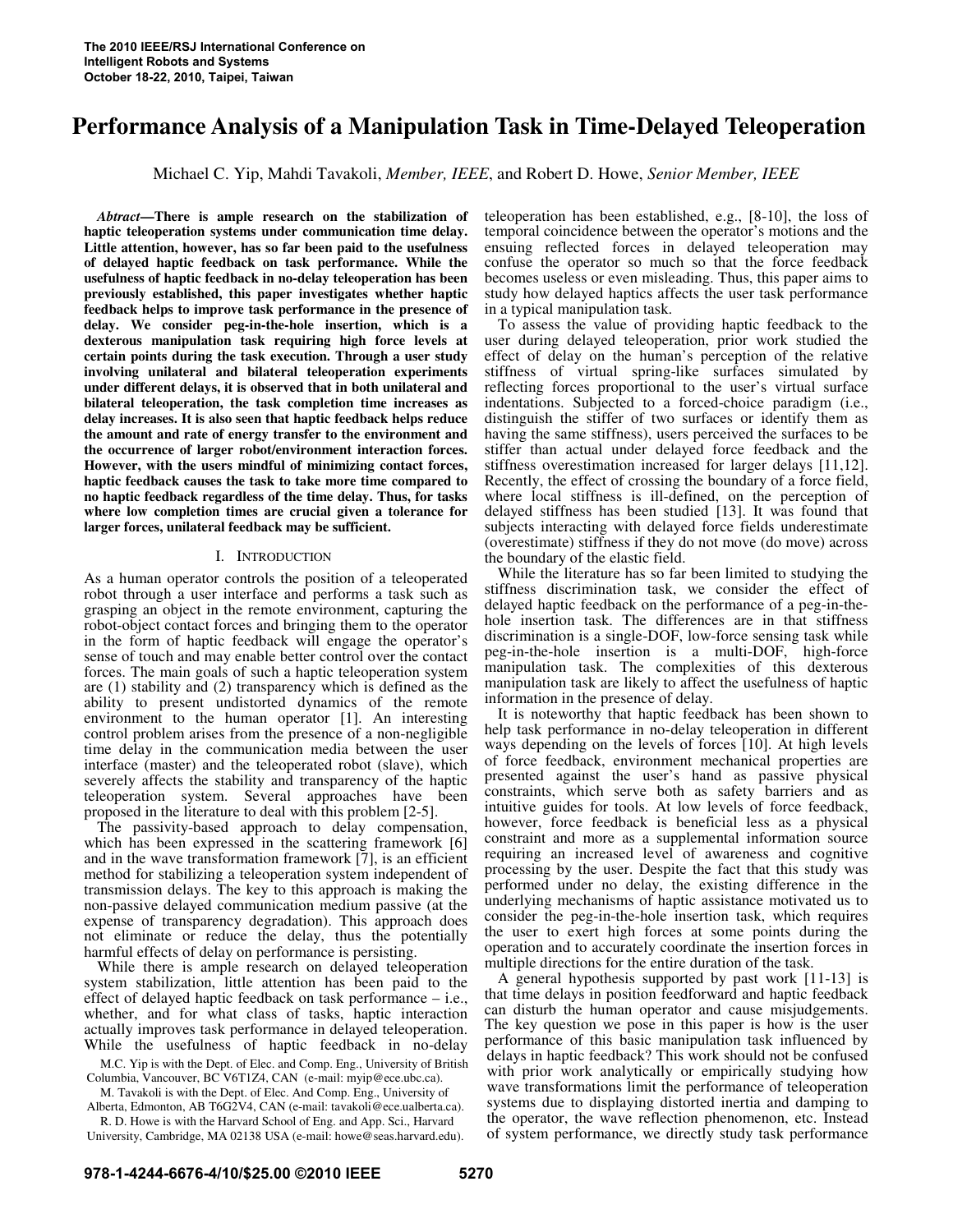# Performance Analysis of a Manipulation Task in Time-Delayed Teleoperation

Michael C. Yip, Mahdi Tavakoli, *Member, IEEE*, and Robert D. Howe, *Senior Member, IEEE*

***Abtract*—There is ample research on the stabilization of haptic teleoperation systems under communication time delay. Little attention, however, has so far been paid to the usefulness of delayed haptic feedback on task performance. While the usefulness of haptic feedback in no-delay teleoperation has been previously established, this paper investigates whether haptic feedback helps to improve task performance in the presence of delay. We consider peg-in-the-hole insertion, which is a dexterous manipulation task requiring high force levels at certain points during the task execution. Through a user study involving unilateral and bilateral teleoperation experiments under different delays, it is observed that in both unilateral and bilateral teleoperation, the task completion time increases as delay increases. It is also seen that haptic feedback helps reduce the amount and rate of energy transfer to the environment and the occurrence of larger robot/environment interaction forces. However, with the users mindful of minimizing contact forces, haptic feedback causes the task to take more time compared to no haptic feedback regardless of the time delay. Thus, for tasks where low completion times are crucial given a tolerance for larger forces, unilateral feedback may be sufficient.**

## I. Introduction

As a human operator controls the position of a teleoperated robot through a user interface and performs a task such as grasping an object in the remote environment, capturing the robot-object contact forces and bringing them to the operator in the form of haptic feedback will engage the operator's sense of touch and may enable better control over the contact forces. The main goals of such a haptic teleoperation system are (1) stability and (2) transparency which is defined as the ability to present undistorted dynamics of the remote environment to the human operator [1]. An interesting control problem arises from the presence of a non-negligible time delay in the communication media between the user interface (master) and the teleoperated robot (slave), which severely affects the stability and transparency of the haptic teleoperation system. Several approaches have been proposed in the literature to deal with this problem [2-5].

The passivity-based approach to delay compensation, which has been expressed in the scattering framework [6] and in the wave transformation framework [7], is an efficient method for stabilizing a teleoperation system independent of transmission delays. The key to this approach is making the non-passive delayed communication medium passive (at the expense of transparency degradation). This approach does not eliminate or reduce the delay, thus the potentially harmful effects of delay on performance is persisting.

While there is ample research on delayed teleoperation system stabilization, little attention has been paid to the effect of delayed haptic feedback on task performance – i.e., whether, and for what class of tasks, haptic interaction actually improves task performance in delayed teleoperation. While the usefulness of haptic feedback in no-delay teleoperation has been established, e.g., [8-10], the loss of temporal coincidence between the operator's motions and the ensuing reflected forces in delayed teleoperation may confuse the operator so much so that the force feedback becomes useless or even misleading. Thus, this paper aims to study how delayed haptics affects the user task performance in a typical manipulation task.

M.C. Yip is with the Dept. of Elec. and Comp. Eng., University of British Columbia, Vancouver, BC V6T1Z4, CAN (e-mail: myip@ece.ubc.ca).

M. Tavakoli is with the Dept. of Elec. And Comp. Eng., University of Alberta, Edmonton, AB T6G2V4, CAN (e-mail: tavakoli@ece.ualberta.ca).

R. D. Howe is with the Harvard School of Eng. and App. Sci., Harvard University, Cambridge, MA 02138 USA (e-mail: howe@seas.harvard.edu).

To assess the value of providing haptic feedback to the user during delayed teleoperation, prior work studied the effect of delay on the human's perception of the relative stiffness of virtual spring-like surfaces simulated by reflecting forces proportional to the user's virtual surface indentations. Subjected to a forced-choice paradigm (i.e., distinguish the stiffer of two surfaces or identify them as having the same stiffness), users perceived the surfaces to be stiffer than actual under delayed force feedback and the stiffness overestimation increased for larger delays [11,12]. Recently, the effect of crossing the boundary of a force field, where local stiffness is ill-defined, on the perception of delayed stiffness has been studied [13]. It was found that subjects interacting with delayed force fields underestimate (overestimate) stiffness if they do not move (do move) across the boundary of the elastic field.

While the literature has so far been limited to studying the stiffness discrimination task, we consider the effect of delayed haptic feedback on the performance of a peg-in-the-hole insertion task. The differences are in that stiffness discrimination is a single-DOF, low-force sensing task while peg-in-the-hole insertion is a multi-DOF, high-force manipulation task. The complexities of this dexterous manipulation task are likely to affect the usefulness of haptic information in the presence of delay.

It is noteworthy that haptic feedback has been shown to help task performance in no-delay teleoperation in different ways depending on the levels of forces [10]. At high levels of force feedback, environment mechanical properties are presented against the user's hand as passive physical constraints, which serve both as safety barriers and as intuitive guides for tools. At low levels of force feedback, however, force feedback is beneficial less as a physical constraint and more as a supplemental information source requiring an increased level of awareness and cognitive processing by the user. Despite the fact that this study was performed under no delay, the existing difference in the underlying mechanisms of haptic assistance motivated us to consider the peg-in-the-hole insertion task, which requires the user to exert high forces at some points during the operation and to accurately coordinate the insertion forces in multiple directions for the entire duration of the task.

A general hypothesis supported by past work [11-13] is that time delays in position feedforward and haptic feedback can disturb the human operator and cause misjudgements. The key question we pose in this paper is how is the user performance of this basic manipulation task influenced by delays in haptic feedback? This work should not be confused with prior work analytically or empirically studying how wave transformations limit the performance of teleoperation systems due to displaying distorted inertia and damping to the operator, the wave reflection phenomenon, etc. Instead of system performance, we directly study task performance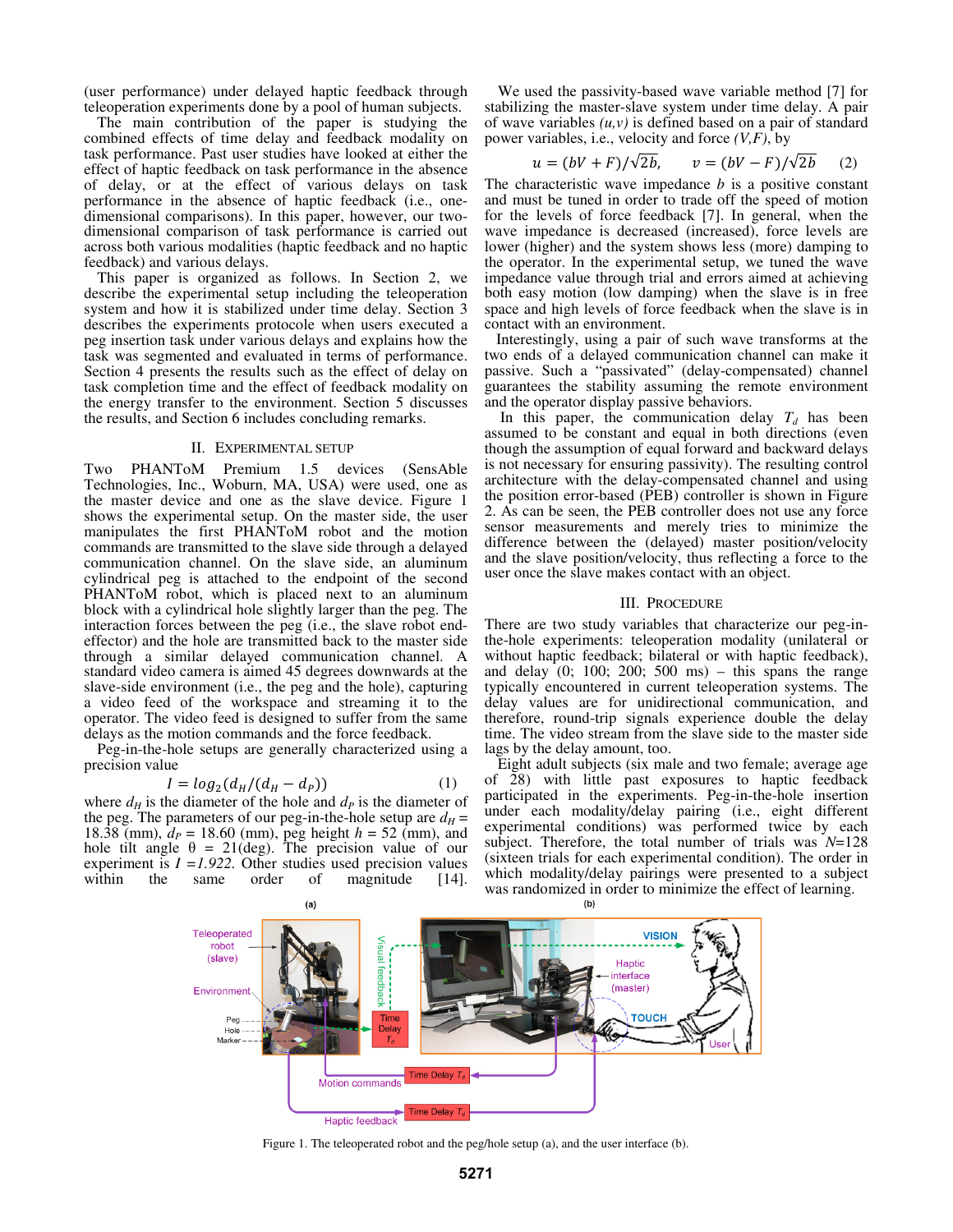(user performance) under delayed haptic feedback through teleoperation experiments done by a pool of human subjects.

The main contribution of the paper is studying the combined effects of time delay and feedback modality on task performance. Past user studies have looked at either the effect of haptic feedback on task performance in the absence of delay, or at the effect of various delays on task performance in the absence of haptic feedback (i.e., one-dimensional comparisons). In this paper, however, our two-dimensional comparison of task performance is carried out across both various modalities (haptic feedback and no haptic feedback) and various delays.

This paper is organized as follows. In Section 2, we describe the experimental setup including the teleoperation system and how it is stabilized under time delay. Section 3 describes the experiments protocole when users executed a peg insertion task under various delays and explains how the task was segmented and evaluated in terms of performance. Section 4 presents the results such as the effect of delay on task completion time and the effect of feedback modality on the energy transfer to the environment. Section 5 discusses the results, and Section 6 includes concluding remarks.

## II. Experimental Setup

Two PHANToM Premium 1.5 devices (SensAble Technologies, Inc., Woburn, MA, USA) were used, one as the master device and one as the slave device. Figure 1 shows the experimental setup. On the master side, the user manipulates the first PHANToM robot and the motion commands are transmitted to the slave side through a delayed communication channel. On the slave side, an aluminum cylindrical peg is attached to the endpoint of the second PHANToM robot, which is placed next to an aluminum block with a cylindrical hole slightly larger than the peg. The interaction forces between the peg (i.e., the slave robot end-effector) and the hole are transmitted back to the master side through a similar delayed communication channel. A standard video camera is aimed 45 degrees downwards at the slave-side environment (i.e., the peg and the hole), capturing a video feed of the workspace and streaming it to the operator. The video feed is designed to suffer from the same delays as the motion commands and the force feedback.

Peg-in-the-hole setups are generally characterized using a precision value

$$I = log_2(d_H/(d_H - d_P)) \qquad (1)$$

where $d_H$ is the diameter of the hole and $d_P$ is the diameter of the peg. The parameters of our peg-in-the-hole setup are $d_H$ = 18.38 (mm), $d_P$ = 18.60 (mm), peg height $h$ = 52 (mm), and hole tilt angle θ = 21(deg). The precision value of our experiment is $I = 1.922$. Other studies used precision values within the same order of magnitude [14].

We used the passivity-based wave variable method [7] for stabilizing the master-slave system under time delay. A pair of wave variables *(u,v)* is defined based on a pair of standard power variables, i.e., velocity and force *(V,F)*, by

$$u = (bV + F)/\sqrt{2b}, \qquad v = (bV - F)/\sqrt{2b} \qquad (2)$$

The characteristic wave impedance $b$ is a positive constant and must be tuned in order to trade off the speed of motion for the levels of force feedback [7]. In general, when the wave impedance is decreased (increased), force levels are lower (higher) and the system shows less (more) damping to the operator. In the experimental setup, we tuned the wave impedance value through trial and errors aimed at achieving both easy motion (low damping) when the slave is in free space and high levels of force feedback when the slave is in contact with an environment.

Interestingly, using a pair of such wave transforms at the two ends of a delayed communication channel can make it passive. Such a "passivated" (delay-compensated) channel guarantees the stability assuming the remote environment and the operator display passive behaviors.

In this paper, the communication delay $T_d$ has been assumed to be constant and equal in both directions (even though the assumption of equal forward and backward delays is not necessary for ensuring passivity). The resulting control architecture with the delay-compensated channel and using the position error-based (PEB) controller is shown in Figure 2. As can be seen, the PEB controller does not use any force sensor measurements and merely tries to minimize the difference between the (delayed) master position/velocity and the slave position/velocity, thus reflecting a force to the user once the slave makes contact with an object.

## III. Procedure

There are two study variables that characterize our peg-in-the-hole experiments: teleoperation modality (unilateral or without haptic feedback; bilateral or with haptic feedback), and delay (0; 100; 200; 500 ms) – this spans the range typically encountered in current teleoperation systems. The delay values are for unidirectional communication, and therefore, round-trip signals experience double the delay time. The video stream from the slave side to the master side lags by the delay amount, too.

Eight adult subjects (six male and two female; average age of 28) with little past exposures to haptic feedback participated in the experiments. Peg-in-the-hole insertion under each modality/delay pairing (i.e., eight different experimental conditions) was performed twice by each subject. Therefore, the total number of trials was $N$=128 (sixteen trials for each experimental condition). The order in which modality/delay pairings were presented to a subject was randomized in order to minimize the effect of learning.

Figure 1. The teleoperated robot and the peg/hole setup (a), and the user interface (b).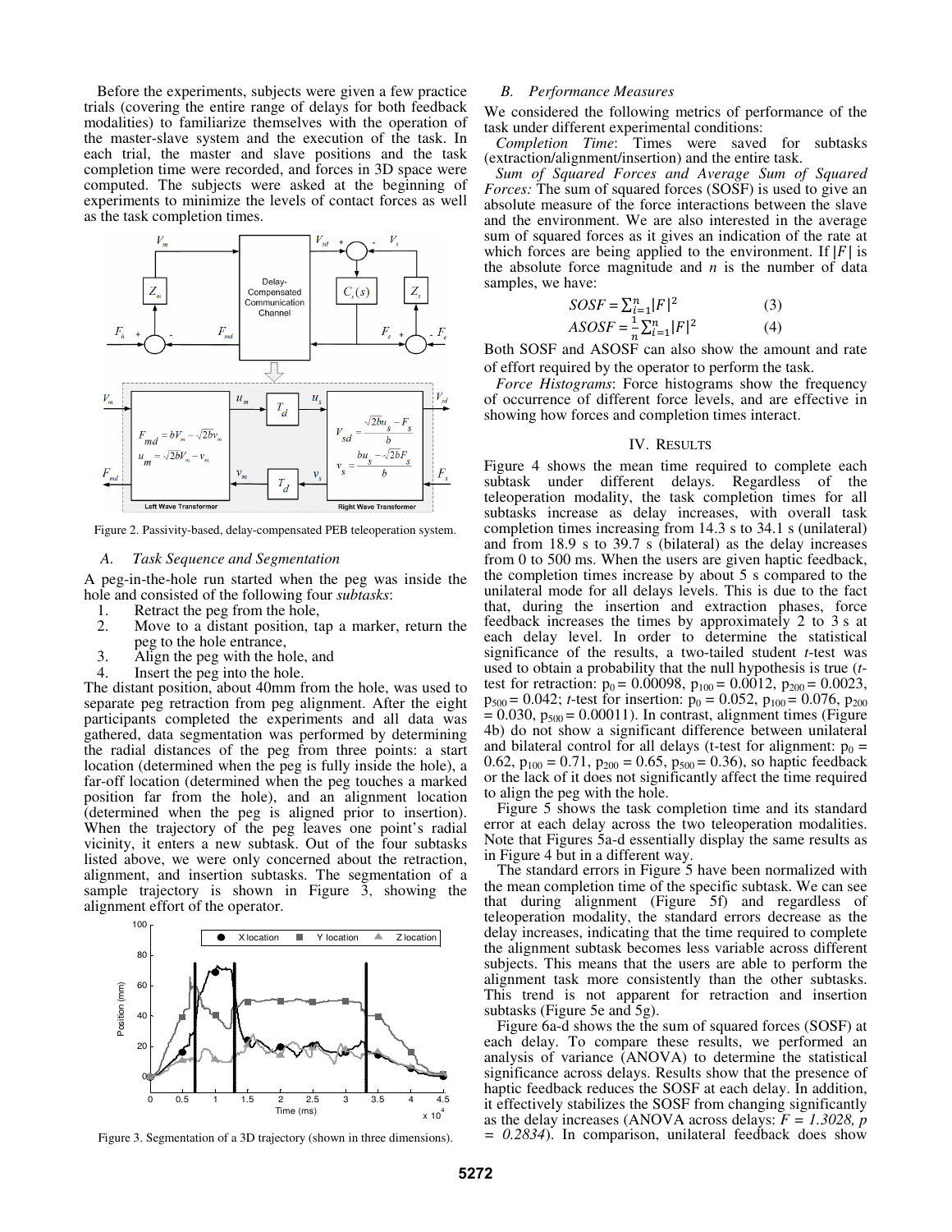Before the experiments, subjects were given a few practice trials (covering the entire range of delays for both feedback modalities) to familiarize themselves with the operation of the master-slave system and the execution of the task. In each trial, the master and slave positions and the task completion time were recorded, and forces in 3D space were computed. The subjects were asked at the beginning of experiments to minimize the levels of contact forces as well as the task completion times.

Figure 2. Passivity-based, delay-compensated PEB teleoperation system.

### A. Task Sequence and Segmentation

A peg-in-the-hole run started when the peg was inside the hole and consisted of the following four *subtasks*:

1. Retract the peg from the hole,
2. Move to a distant position, tap a marker, return the peg to the hole entrance,
3. Align the peg with the hole, and
4. Insert the peg into the hole.

The distant position, about 40mm from the hole, was used to separate peg retraction from peg alignment. After the eight participants completed the experiments and all data was gathered, data segmentation was performed by determining the radial distances of the peg from three points: a start location (determined when the peg is fully inside the hole), a far-off location (determined when the peg touches a marked position far from the hole), and an alignment location (determined when the peg is aligned prior to insertion). When the trajectory of the peg leaves one point's radial vicinity, it enters a new subtask. Out of the four subtasks listed above, we were only concerned about the retraction, alignment, and insertion subtasks. The segmentation of a sample trajectory is shown in Figure 3, showing the alignment effort of the operator.

Figure 3. Segmentation of a 3D trajectory (shown in three dimensions).

### B. Performance Measures

We considered the following metrics of performance of the task under different experimental conditions:

*Completion Time*: Times were saved for subtasks (extraction/alignment/insertion) and the entire task.

*Sum of Squared Forces and Average Sum of Squared Forces:* The sum of squared forces (SOSF) is used to give an absolute measure of the force interactions between the slave and the environment. We are also interested in the average sum of squared forces as it gives an indication of the rate at which forces are being applied to the environment. If $|F|$ is the absolute force magnitude and $n$ is the number of data samples, we have:

$$SOSF = \sum_{i=1}^{n} |F|^2 \qquad (3)$$

$$ASOSF = \frac{1}{n} \sum_{i=1}^{n} |F|^2 \qquad (4)$$

Both SOSF and ASOSF can also show the amount and rate of effort required by the operator to perform the task.

*Force Histograms*: Force histograms show the frequency of occurrence of different force levels, and are effective in showing how forces and completion times interact.

## IV. Results

Figure 4 shows the mean time required to complete each subtask under different delays. Regardless of the teleoperation modality, the task completion times for all subtasks increase as delay increases, with overall task completion times increasing from 14.3 s to 34.1 s (unilateral) and from 18.9 s to 39.7 s (bilateral) as the delay increases from 0 to 500 ms. When the users are given haptic feedback, the completion times increase by about 5 s compared to the unilateral mode for all delays levels. This is due to the fact that, during the insertion and extraction phases, force feedback increases the times by approximately 2 to 3 s at each delay level. In order to determine the statistical significance of the results, a two-tailed student *t*-test was used to obtain a probability that the null hypothesis is true (*t*-test for retraction: $p_0 = 0.00098$, $p_{100} = 0.0012$, $p_{200} = 0.0023$, $p_{500} = 0.042$; *t*-test for insertion: $p_0 = 0.052$, $p_{100} = 0.076$, $p_{200} = 0.030$, $p_{500} = 0.00011$). In contrast, alignment times (Figure 4b) do not show a significant difference between unilateral and bilateral control for all delays (t-test for alignment: $p_0 = 0.62$, $p_{100} = 0.71$, $p_{200} = 0.65$, $p_{500} = 0.36$), so haptic feedback or the lack of it does not significantly affect the time required to align the peg with the hole.

Figure 5 shows the task completion time and its standard error at each delay across the two teleoperation modalities. Note that Figures 5a-d essentially display the same results as in Figure 4 but in a different way.

The standard errors in Figure 5 have been normalized with the mean completion time of the specific subtask. We can see that during alignment (Figure 5f) and regardless of teleoperation modality, the standard errors decrease as the delay increases, indicating that the time required to complete the alignment subtask becomes less variable across different subjects. This means that the users are able to perform the alignment task more consistently than the other subtasks. This trend is not apparent for retraction and insertion subtasks (Figure 5e and 5g).

Figure 6a-d shows the the sum of squared forces (SOSF) at each delay. To compare these results, we performed an analysis of variance (ANOVA) to determine the statistical significance across delays. Results show that the presence of haptic feedback reduces the SOSF at each delay. In addition, it effectively stabilizes the SOSF from changing significantly as the delay increases (ANOVA across delays: $F = 1.3028$, $p = 0.2834$). In comparison, unilateral feedback does show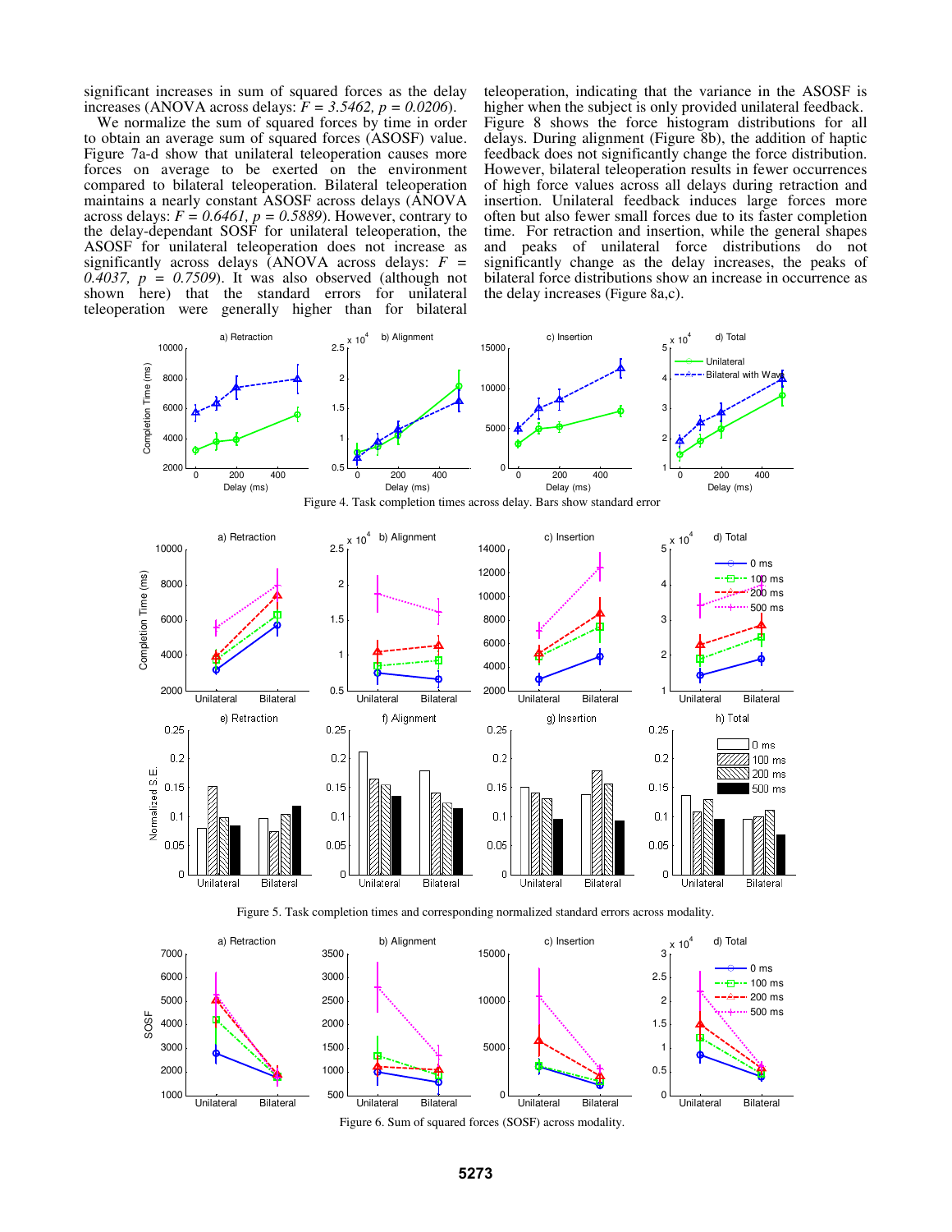significant increases in sum of squared forces as the delay increases (ANOVA across delays: $F = 3.5462$, $p = 0.0206$).

We normalize the sum of squared forces by time in order to obtain an average sum of squared forces (ASOSF) value. Figure 7a-d show that unilateral teleoperation causes more forces on average to be exerted on the environment compared to bilateral teleoperation. Bilateral teleoperation maintains a nearly constant ASOSF across delays (ANOVA across delays: $F = 0.6461$, $p = 0.5889$). However, contrary to the delay-dependant SOSF for unilateral teleoperation, the ASOSF for unilateral teleoperation does not increase as significantly across delays (ANOVA across delays: $F = 0.4037$, $p = 0.7509$). It was also observed (although not shown here) that the standard errors for unilateral teleoperation were generally higher than for bilateral teleoperation, indicating that the variance in the ASOSF is higher when the subject is only provided unilateral feedback.

Figure 8 shows the force histogram distributions for all delays. During alignment (Figure 8b), the addition of haptic feedback does not significantly change the force distribution. However, bilateral teleoperation results in fewer occurrences of high force values across all delays during retraction and insertion. Unilateral feedback induces large forces more often but also fewer small forces due to its faster completion time. For retraction and insertion, while the general shapes and peaks of unilateral force distributions do not significantly change as the delay increases, the peaks of bilateral force distributions show an increase in occurrence as the delay increases (Figure 8a,c).

Figure 4. Task completion times across delay. Bars show standard error

Figure 5. Task completion times and corresponding normalized standard errors across modality.

Figure 6. Sum of squared forces (SOSF) across modality.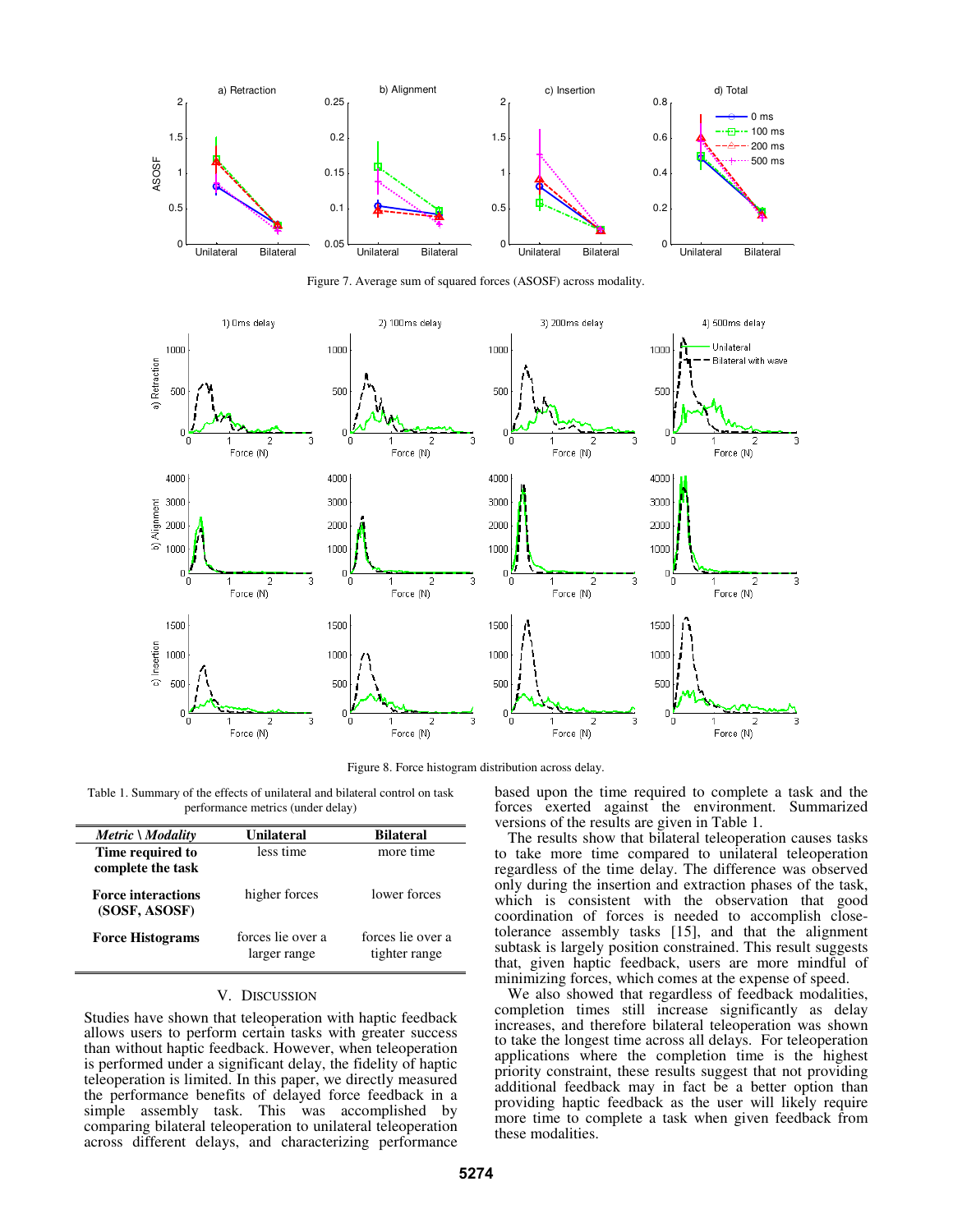Figure 7. Average sum of squared forces (ASOSF) across modality.

Figure 8. Force histogram distribution across delay.

Table 1. Summary of the effects of unilateral and bilateral control on task performance metrics (under delay)

| *Metric \ Modality* | **Unilateral** | **Bilateral** |
|---|---|---|
| **Time required to complete the task** | less time | more time |
| **Force interactions (SOSF, ASOSF)** | higher forces | lower forces |
| **Force Histograms** | forces lie over a larger range | forces lie over a tighter range |

## V. DISCUSSION

Studies have shown that teleoperation with haptic feedback allows users to perform certain tasks with greater success than without haptic feedback. However, when teleoperation is performed under a significant delay, the fidelity of haptic teleoperation is limited. In this paper, we directly measured the performance benefits of delayed force feedback in a simple assembly task. This was accomplished by comparing bilateral teleoperation to unilateral teleoperation across different delays, and characterizing performance based upon the time required to complete a task and the forces exerted against the environment. Summarized versions of the results are given in Table 1.

The results show that bilateral teleoperation causes tasks to take more time compared to unilateral teleoperation regardless of the time delay. The difference was observed only during the insertion and extraction phases of the task, which is consistent with the observation that good coordination of forces is needed to accomplish close-tolerance assembly tasks [15], and that the alignment subtask is largely position constrained. This result suggests that, given haptic feedback, users are more mindful of minimizing forces, which comes at the expense of speed.

We also showed that regardless of feedback modalities, completion times still increase significantly as delay increases, and therefore bilateral teleoperation was shown to take the longest time across all delays. For teleoperation applications where the completion time is the highest priority constraint, these results suggest that not providing additional feedback may in fact be a better option than providing haptic feedback as the user will likely require more time to complete a task when given feedback from these modalities.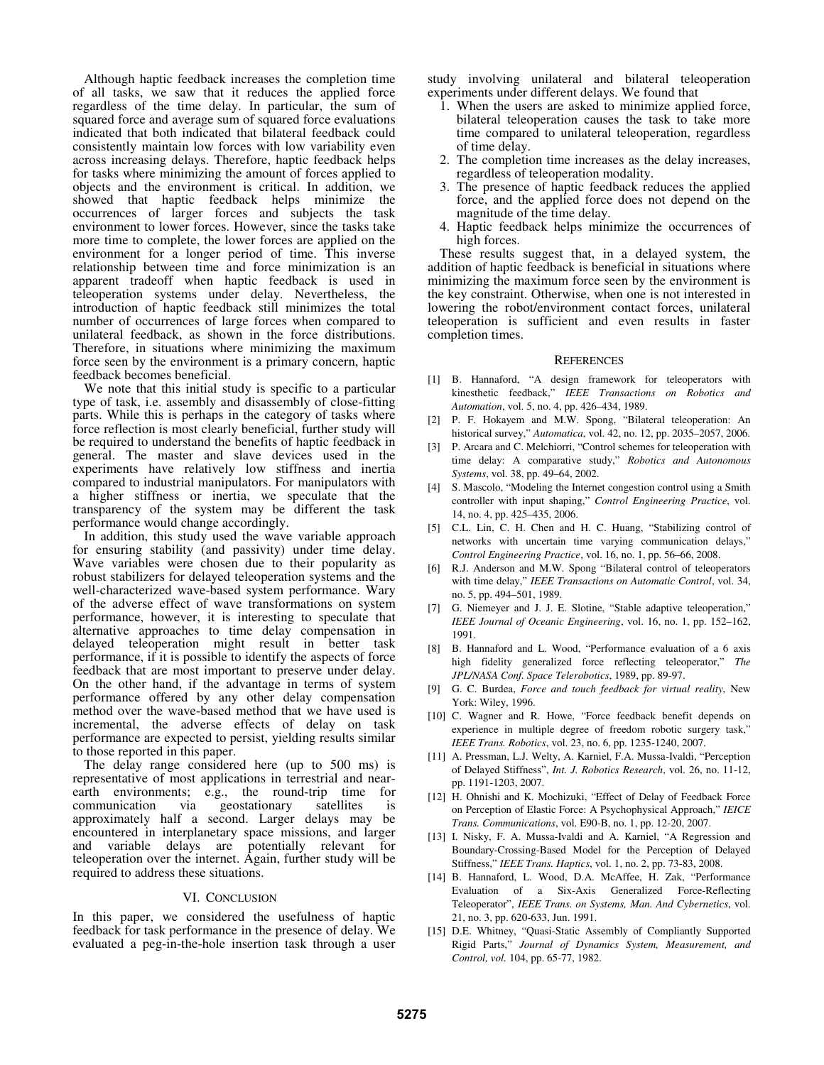Although haptic feedback increases the completion time of all tasks, we saw that it reduces the applied force regardless of the time delay. In particular, the sum of squared force and average sum of squared force evaluations indicated that both indicated that bilateral feedback could consistently maintain low forces with low variability even across increasing delays. Therefore, haptic feedback helps for tasks where minimizing the amount of forces applied to objects and the environment is critical. In addition, we showed that haptic feedback helps minimize the occurrences of larger forces and subjects the task environment to lower forces. However, since the tasks take more time to complete, the lower forces are applied on the environment for a longer period of time. This inverse relationship between time and force minimization is an apparent tradeoff when haptic feedback is used in teleoperation systems under delay. Nevertheless, the introduction of haptic feedback still minimizes the total number of occurrences of large forces when compared to unilateral feedback, as shown in the force distributions. Therefore, in situations where minimizing the maximum force seen by the environment is a primary concern, haptic feedback becomes beneficial.

We note that this initial study is specific to a particular type of task, i.e. assembly and disassembly of close-fitting parts. While this is perhaps in the category of tasks where force reflection is most clearly beneficial, further study will be required to understand the benefits of haptic feedback in general. The master and slave devices used in the experiments have relatively low stiffness and inertia compared to industrial manipulators. For manipulators with a higher stiffness or inertia, we speculate that the transparency of the system may be different the task performance would change accordingly.

In addition, this study used the wave variable approach for ensuring stability (and passivity) under time delay. Wave variables were chosen due to their popularity as robust stabilizers for delayed teleoperation systems and the well-characterized wave-based system performance. Wary of the adverse effect of wave transformations on system performance, however, it is interesting to speculate that alternative approaches to time delay compensation in delayed teleoperation might result in better task performance, if it is possible to identify the aspects of force feedback that are most important to preserve under delay. On the other hand, if the advantage in terms of system performance offered by any other delay compensation method over the wave-based method that we have used is incremental, the adverse effects of delay on task performance are expected to persist, yielding results similar to those reported in this paper.

The delay range considered here (up to 500 ms) is representative of most applications in terrestrial and near-earth environments; e.g., the round-trip time for communication via geostationary satellites is approximately half a second. Larger delays may be encountered in interplanetary space missions, and larger and variable delays are potentially relevant for teleoperation over the internet. Again, further study will be required to address these situations.

## VI. Conclusion

In this paper, we considered the usefulness of haptic feedback for task performance in the presence of delay. We evaluated a peg-in-the-hole insertion task through a user study involving unilateral and bilateral teleoperation experiments under different delays. We found that

1. When the users are asked to minimize applied force, bilateral teleoperation causes the task to take more time compared to unilateral teleoperation, regardless of time delay.
2. The completion time increases as the delay increases, regardless of teleoperation modality.
3. The presence of haptic feedback reduces the applied force, and the applied force does not depend on the magnitude of the time delay.
4. Haptic feedback helps minimize the occurrences of high forces.

These results suggest that, in a delayed system, the addition of haptic feedback is beneficial in situations where minimizing the maximum force seen by the environment is the key constraint. Otherwise, when one is not interested in lowering the robot/environment contact forces, unilateral teleoperation is sufficient and even results in faster completion times.

## References

[1] B. Hannaford, "A design framework for teleoperators with kinesthetic feedback," *IEEE Transactions on Robotics and Automation*, vol. 5, no. 4, pp. 426–434, 1989.

[2] P. F. Hokayem and M.W. Spong, "Bilateral teleoperation: An historical survey," *Automatica*, vol. 42, no. 12, pp. 2035–2057, 2006.

[3] P. Arcara and C. Melchiorri, "Control schemes for teleoperation with time delay: A comparative study," *Robotics and Autonomous Systems*, vol. 38, pp. 49–64, 2002.

[4] S. Mascolo, "Modeling the Internet congestion control using a Smith controller with input shaping," *Control Engineering Practice*, vol. 14, no. 4, pp. 425–435, 2006.

[5] C.L. Lin, C. H. Chen and H. C. Huang, "Stabilizing control of networks with uncertain time varying communication delays," *Control Engineering Practice*, vol. 16, no. 1, pp. 56–66, 2008.

[6] R.J. Anderson and M.W. Spong "Bilateral control of teleoperators with time delay," *IEEE Transactions on Automatic Control*, vol. 34, no. 5, pp. 494–501, 1989.

[7] G. Niemeyer and J. J. E. Slotine, "Stable adaptive teleoperation," *IEEE Journal of Oceanic Engineering*, vol. 16, no. 1, pp. 152–162, 1991.

[8] B. Hannaford and L. Wood, "Performance evaluation of a 6 axis high fidelity generalized force reflecting teleoperator," *The JPL/NASA Conf. Space Telerobotics*, 1989, pp. 89-97.

[9] G. C. Burdea, *Force and touch feedback for virtual reality*, New York: Wiley, 1996.

[10] C. Wagner and R. Howe, "Force feedback benefit depends on experience in multiple degree of freedom robotic surgery task," *IEEE Trans. Robotics*, vol. 23, no. 6, pp. 1235-1240, 2007.

[11] A. Pressman, L.J. Welty, A. Karniel, F.A. Mussa-Ivaldi, "Perception of Delayed Stiffness", *Int. J. Robotics Research*, vol. 26, no. 11-12, pp. 1191-1203, 2007.

[12] H. Ohnishi and K. Mochizuki, "Effect of Delay of Feedback Force on Perception of Elastic Force: A Psychophysical Approach," *IEICE Trans. Communications*, vol. E90-B, no. 1, pp. 12-20, 2007.

[13] I. Nisky, F. A. Mussa-Ivaldi and A. Karniel, "A Regression and Boundary-Crossing-Based Model for the Perception of Delayed Stiffness," *IEEE Trans. Haptics*, vol. 1, no. 2, pp. 73-83, 2008.

[14] B. Hannaford, L. Wood, D.A. McAffee, H. Zak, "Performance Evaluation of a Six-Axis Generalized Force-Reflecting Teleoperator", *IEEE Trans. on Systems, Man. And Cybernetics*, vol. 21, no. 3, pp. 620-633, Jun. 1991.

[15] D.E. Whitney, "Quasi-Static Assembly of Compliantly Supported Rigid Parts," *Journal of Dynamics System, Measurement, and Control, vol.* 104, pp. 65-77, 1982.